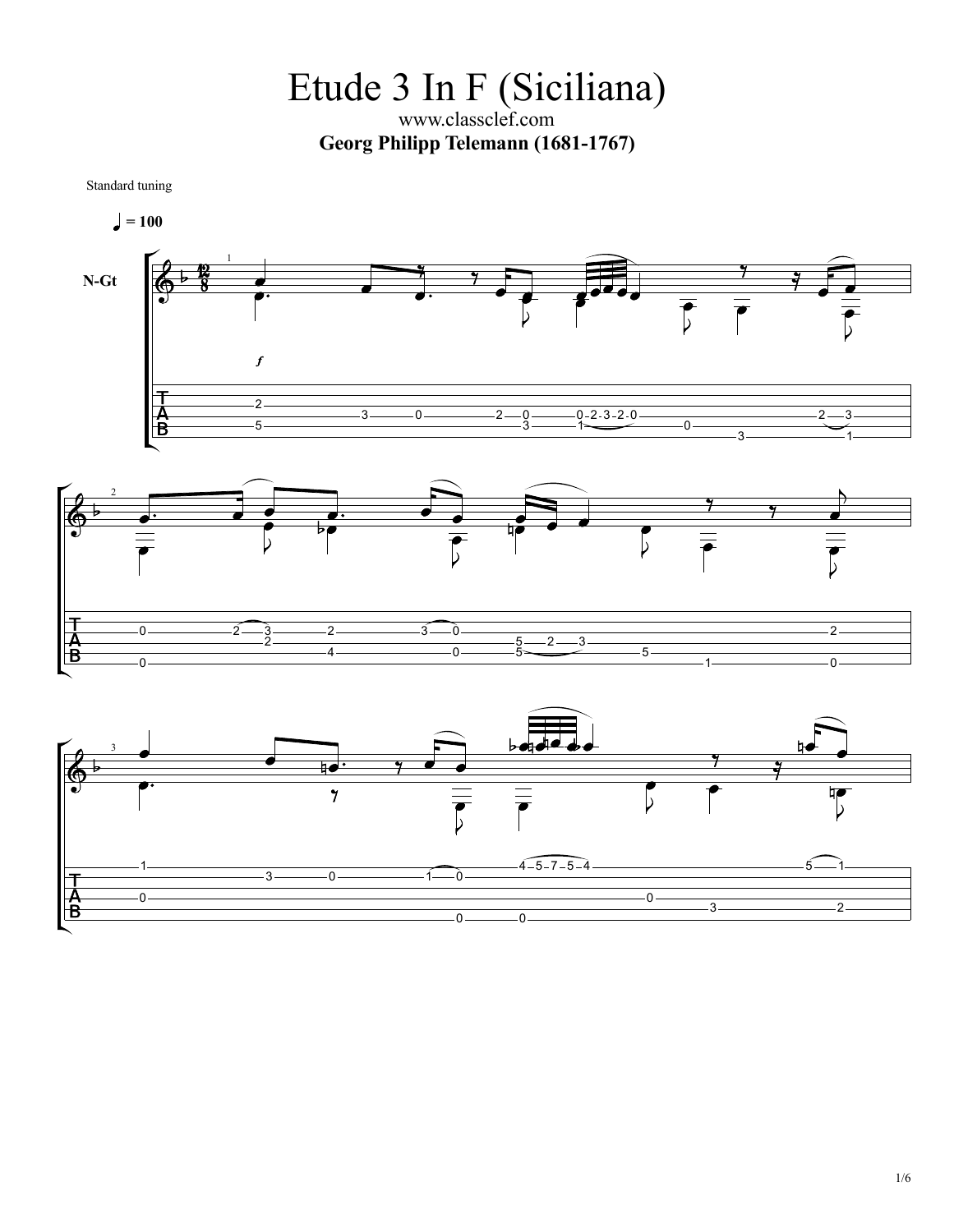# Etude 3 In F (Siciliana)

www.classclef.com

**Georg Philipp Telemann (1681-1767)**

Standard tuning

♩ = 100

N-Gt